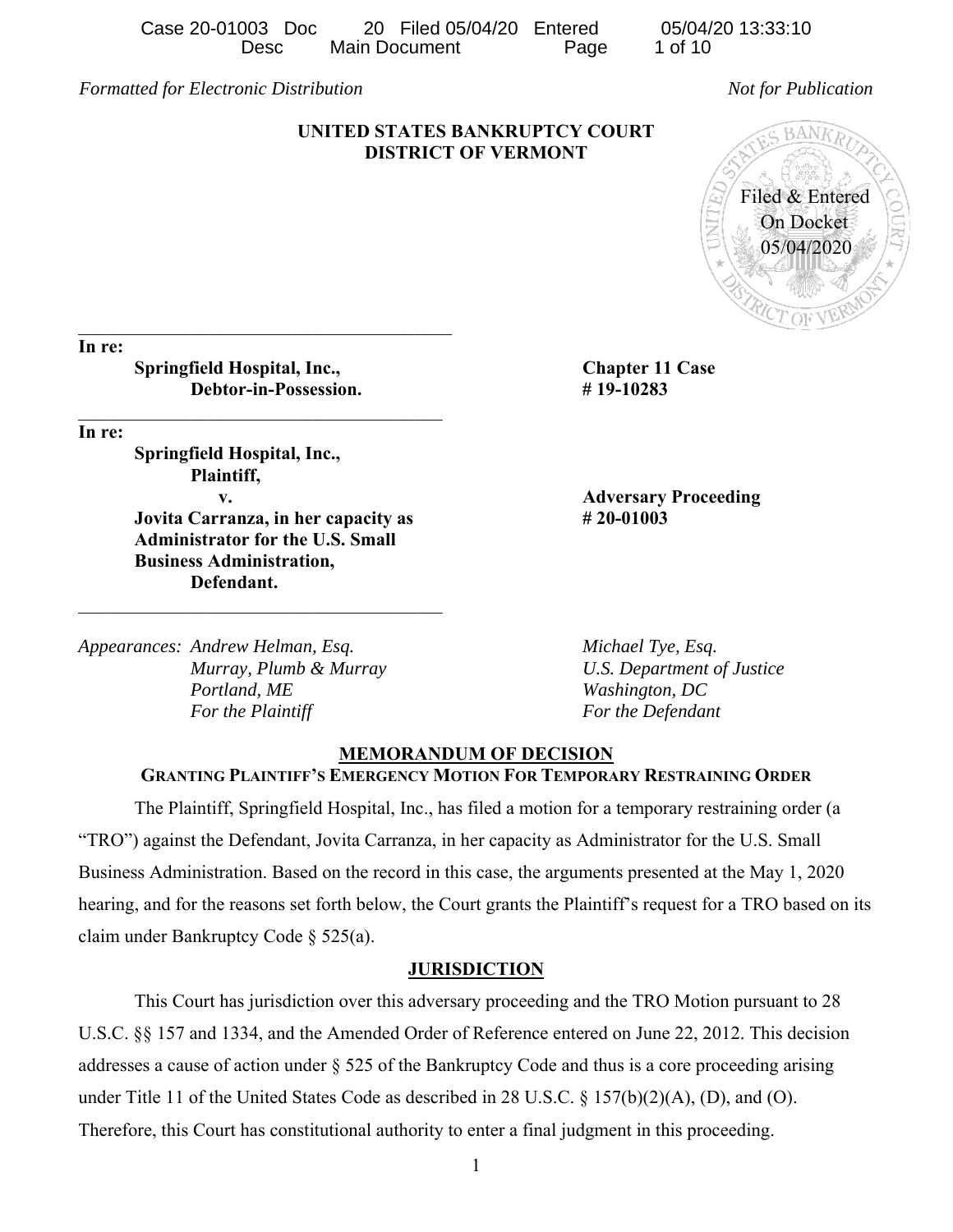*Formatted for Electronic Distribution* *Not for Publication*

**UNITED STATES BANKRUPTCY COURT**
**DISTRICT OF VERMONT**

Filed & Entered
On Docket
05/04/2020

**In re:**
**Springfield Hospital, Inc.,**
**Debtor-in-Possession.**

**Chapter 11 Case**
**# 19-10283**

**In re:**
**Springfield Hospital, Inc.,**
**Plaintiff,**
**v.**
**Jovita Carranza, in her capacity as Administrator for the U.S. Small Business Administration,**
**Defendant.**

**Adversary Proceeding**
**# 20-01003**

*Appearances: Andrew Helman, Esq.*
*Murray, Plumb & Murray*
*Portland, ME*
*For the Plaintiff*

*Michael Tye, Esq.*
*U.S. Department of Justice*
*Washington, DC*
*For the Defendant*

## MEMORANDUM OF DECISION

### GRANTING PLAINTIFF'S EMERGENCY MOTION FOR TEMPORARY RESTRAINING ORDER

The Plaintiff, Springfield Hospital, Inc., has filed a motion for a temporary restraining order (a "TRO") against the Defendant, Jovita Carranza, in her capacity as Administrator for the U.S. Small Business Administration. Based on the record in this case, the arguments presented at the May 1, 2020 hearing, and for the reasons set forth below, the Court grants the Plaintiff's request for a TRO based on its claim under Bankruptcy Code § 525(a).

## JURISDICTION

This Court has jurisdiction over this adversary proceeding and the TRO Motion pursuant to 28 U.S.C. §§ 157 and 1334, and the Amended Order of Reference entered on June 22, 2012. This decision addresses a cause of action under § 525 of the Bankruptcy Code and thus is a core proceeding arising under Title 11 of the United States Code as described in 28 U.S.C. § 157(b)(2)(A), (D), and (O). Therefore, this Court has constitutional authority to enter a final judgment in this proceeding.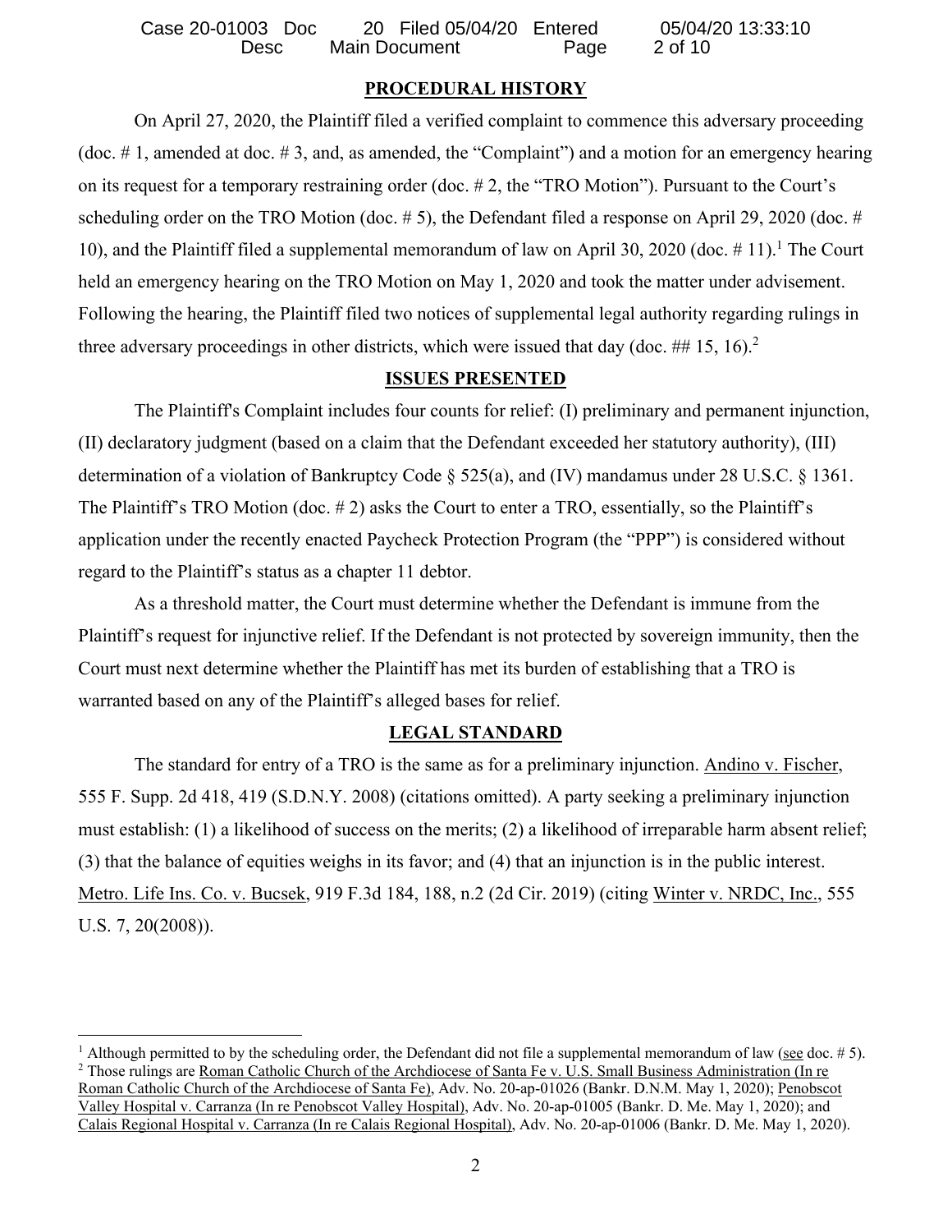## PROCEDURAL HISTORY

On April 27, 2020, the Plaintiff filed a verified complaint to commence this adversary proceeding (doc. # 1, amended at doc. # 3, and, as amended, the "Complaint") and a motion for an emergency hearing on its request for a temporary restraining order (doc. # 2, the "TRO Motion"). Pursuant to the Court's scheduling order on the TRO Motion (doc. # 5), the Defendant filed a response on April 29, 2020 (doc. # 10), and the Plaintiff filed a supplemental memorandum of law on April 30, 2020 (doc. # 11).[1] The Court held an emergency hearing on the TRO Motion on May 1, 2020 and took the matter under advisement. Following the hearing, the Plaintiff filed two notices of supplemental legal authority regarding rulings in three adversary proceedings in other districts, which were issued that day (doc. ## 15, 16).[2]

## ISSUES PRESENTED

The Plaintiff's Complaint includes four counts for relief: (I) preliminary and permanent injunction, (II) declaratory judgment (based on a claim that the Defendant exceeded her statutory authority), (III) determination of a violation of Bankruptcy Code § 525(a), and (IV) mandamus under 28 U.S.C. § 1361. The Plaintiff's TRO Motion (doc. # 2) asks the Court to enter a TRO, essentially, so the Plaintiff's application under the recently enacted Paycheck Protection Program (the "PPP") is considered without regard to the Plaintiff's status as a chapter 11 debtor.

As a threshold matter, the Court must determine whether the Defendant is immune from the Plaintiff's request for injunctive relief. If the Defendant is not protected by sovereign immunity, then the Court must next determine whether the Plaintiff has met its burden of establishing that a TRO is warranted based on any of the Plaintiff's alleged bases for relief.

## LEGAL STANDARD

The standard for entry of a TRO is the same as for a preliminary injunction. Andino v. Fischer, 555 F. Supp. 2d 418, 419 (S.D.N.Y. 2008) (citations omitted). A party seeking a preliminary injunction must establish: (1) a likelihood of success on the merits; (2) a likelihood of irreparable harm absent relief; (3) that the balance of equities weighs in its favor; and (4) that an injunction is in the public interest. Metro. Life Ins. Co. v. Bucsek, 919 F.3d 184, 188, n.2 (2d Cir. 2019) (citing Winter v. NRDC, Inc., 555 U.S. 7, 20(2008)).

---

[1] Although permitted to by the scheduling order, the Defendant did not file a supplemental memorandum of law (see doc. # 5).

[2] Those rulings are Roman Catholic Church of the Archdiocese of Santa Fe v. U.S. Small Business Administration (In re Roman Catholic Church of the Archdiocese of Santa Fe), Adv. No. 20-ap-01026 (Bankr. D.N.M. May 1, 2020); Penobscot Valley Hospital v. Carranza (In re Penobscot Valley Hospital), Adv. No. 20-ap-01005 (Bankr. D. Me. May 1, 2020); and Calais Regional Hospital v. Carranza (In re Calais Regional Hospital), Adv. No. 20-ap-01006 (Bankr. D. Me. May 1, 2020).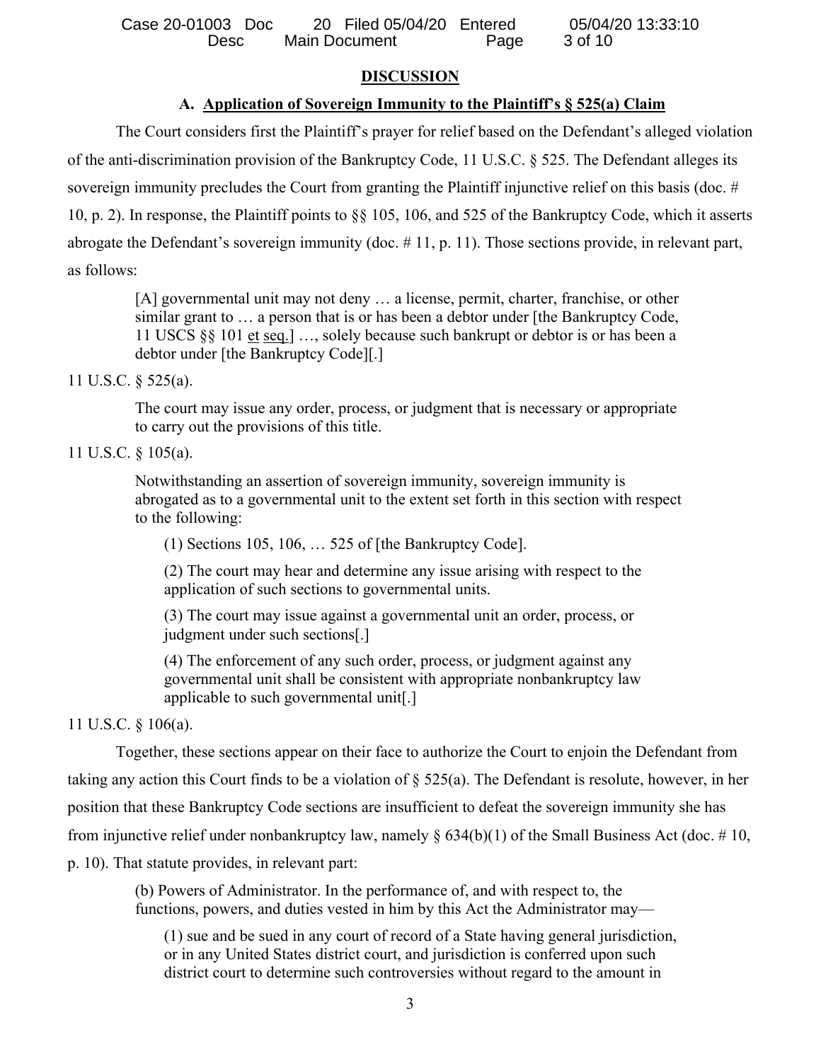## DISCUSSION

### A. Application of Sovereign Immunity to the Plaintiff's § 525(a) Claim

The Court considers first the Plaintiff's prayer for relief based on the Defendant's alleged violation of the anti-discrimination provision of the Bankruptcy Code, 11 U.S.C. § 525. The Defendant alleges its sovereign immunity precludes the Court from granting the Plaintiff injunctive relief on this basis (doc. # 10, p. 2). In response, the Plaintiff points to §§ 105, 106, and 525 of the Bankruptcy Code, which it asserts abrogate the Defendant's sovereign immunity (doc. # 11, p. 11). Those sections provide, in relevant part, as follows:

> [A] governmental unit may not deny … a license, permit, charter, franchise, or other similar grant to … a person that is or has been a debtor under [the Bankruptcy Code, 11 USCS §§ 101 et seq.] …, solely because such bankrupt or debtor is or has been a debtor under [the Bankruptcy Code][.]

11 U.S.C. § 525(a).

> The court may issue any order, process, or judgment that is necessary or appropriate to carry out the provisions of this title.

11 U.S.C. § 105(a).

> Notwithstanding an assertion of sovereign immunity, sovereign immunity is abrogated as to a governmental unit to the extent set forth in this section with respect to the following:
>
> (1) Sections 105, 106, … 525 of [the Bankruptcy Code].
>
> (2) The court may hear and determine any issue arising with respect to the application of such sections to governmental units.
>
> (3) The court may issue against a governmental unit an order, process, or judgment under such sections[.]
>
> (4) The enforcement of any such order, process, or judgment against any governmental unit shall be consistent with appropriate nonbankruptcy law applicable to such governmental unit[.]

11 U.S.C. § 106(a).

Together, these sections appear on their face to authorize the Court to enjoin the Defendant from taking any action this Court finds to be a violation of § 525(a). The Defendant is resolute, however, in her position that these Bankruptcy Code sections are insufficient to defeat the sovereign immunity she has from injunctive relief under nonbankruptcy law, namely § 634(b)(1) of the Small Business Act (doc. # 10, p. 10). That statute provides, in relevant part:

> (b) Powers of Administrator. In the performance of, and with respect to, the functions, powers, and duties vested in him by this Act the Administrator may—
>
> (1) sue and be sued in any court of record of a State having general jurisdiction, or in any United States district court, and jurisdiction is conferred upon such district court to determine such controversies without regard to the amount in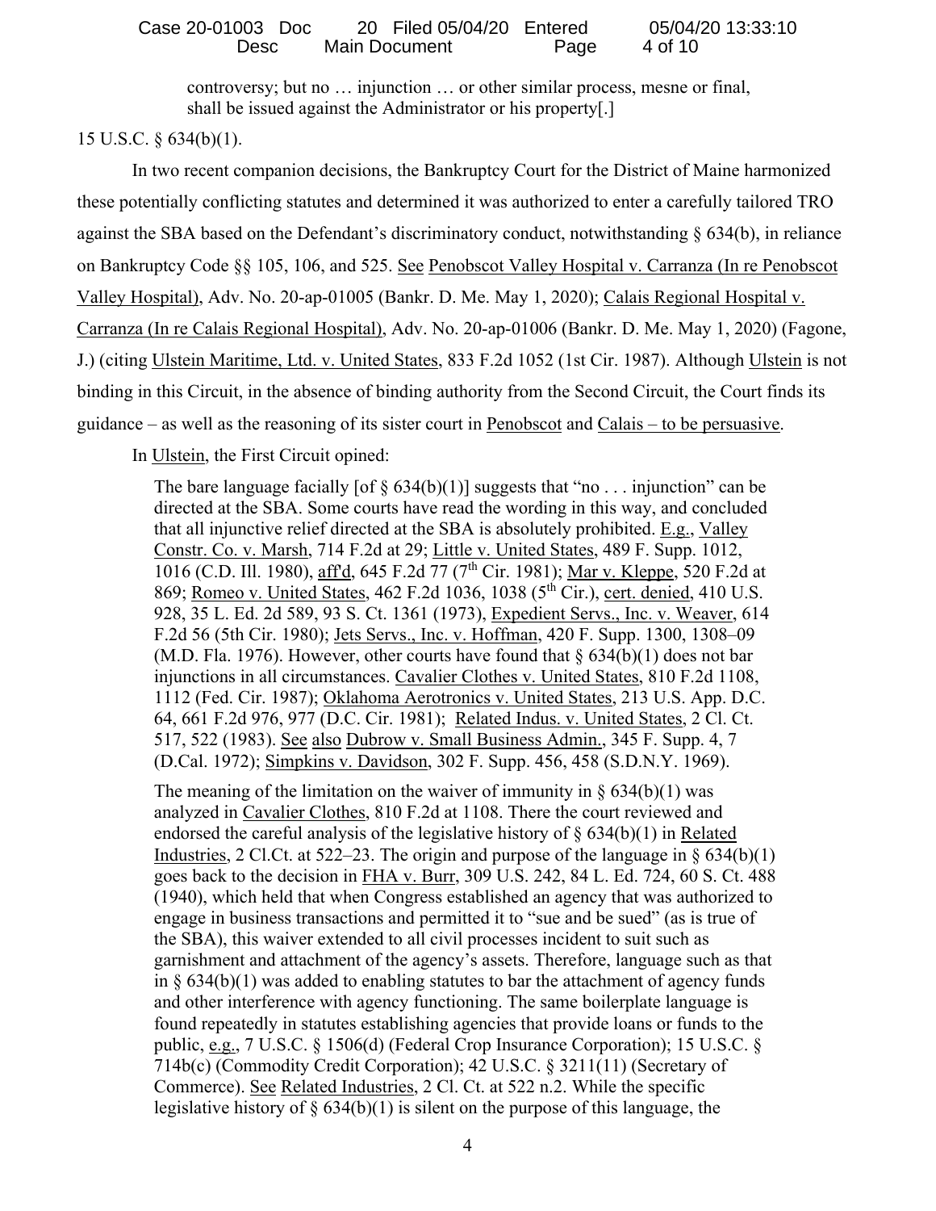> controversy; but no … injunction … or other similar process, mesne or final, shall be issued against the Administrator or his property[.]

15 U.S.C. § 634(b)(1).

In two recent companion decisions, the Bankruptcy Court for the District of Maine harmonized these potentially conflicting statutes and determined it was authorized to enter a carefully tailored TRO against the SBA based on the Defendant's discriminatory conduct, notwithstanding § 634(b), in reliance on Bankruptcy Code §§ 105, 106, and 525. See Penobscot Valley Hospital v. Carranza (In re Penobscot Valley Hospital), Adv. No. 20-ap-01005 (Bankr. D. Me. May 1, 2020); Calais Regional Hospital v. Carranza (In re Calais Regional Hospital), Adv. No. 20-ap-01006 (Bankr. D. Me. May 1, 2020) (Fagone, J.) (citing Ulstein Maritime, Ltd. v. United States, 833 F.2d 1052 (1st Cir. 1987). Although Ulstein is not binding in this Circuit, in the absence of binding authority from the Second Circuit, the Court finds its guidance – as well as the reasoning of its sister court in Penobscot and Calais – to be persuasive.

In Ulstein, the First Circuit opined:

> The bare language facially [of § 634(b)(1)] suggests that "no . . . injunction" can be directed at the SBA. Some courts have read the wording in this way, and concluded that all injunctive relief directed at the SBA is absolutely prohibited. E.g., Valley Constr. Co. v. Marsh, 714 F.2d at 29; Little v. United States, 489 F. Supp. 1012, 1016 (C.D. Ill. 1980), aff'd, 645 F.2d 77 (7th Cir. 1981); Mar v. Kleppe, 520 F.2d at 869; Romeo v. United States, 462 F.2d 1036, 1038 (5th Cir.), cert. denied, 410 U.S. 928, 35 L. Ed. 2d 589, 93 S. Ct. 1361 (1973), Expedient Servs., Inc. v. Weaver, 614 F.2d 56 (5th Cir. 1980); Jets Servs., Inc. v. Hoffman, 420 F. Supp. 1300, 1308–09 (M.D. Fla. 1976). However, other courts have found that § 634(b)(1) does not bar injunctions in all circumstances. Cavalier Clothes v. United States, 810 F.2d 1108, 1112 (Fed. Cir. 1987); Oklahoma Aerotronics v. United States, 213 U.S. App. D.C. 64, 661 F.2d 976, 977 (D.C. Cir. 1981); Related Indus. v. United States, 2 Cl. Ct. 517, 522 (1983). See also Dubrow v. Small Business Admin., 345 F. Supp. 4, 7 (D.Cal. 1972); Simpkins v. Davidson, 302 F. Supp. 456, 458 (S.D.N.Y. 1969).
>
> The meaning of the limitation on the waiver of immunity in § 634(b)(1) was analyzed in Cavalier Clothes, 810 F.2d at 1108. There the court reviewed and endorsed the careful analysis of the legislative history of § 634(b)(1) in Related Industries, 2 Cl.Ct. at 522–23. The origin and purpose of the language in § 634(b)(1) goes back to the decision in FHA v. Burr, 309 U.S. 242, 84 L. Ed. 724, 60 S. Ct. 488 (1940), which held that when Congress established an agency that was authorized to engage in business transactions and permitted it to "sue and be sued" (as is true of the SBA), this waiver extended to all civil processes incident to suit such as garnishment and attachment of the agency's assets. Therefore, language such as that in § 634(b)(1) was added to enabling statutes to bar the attachment of agency funds and other interference with agency functioning. The same boilerplate language is found repeatedly in statutes establishing agencies that provide loans or funds to the public, e.g., 7 U.S.C. § 1506(d) (Federal Crop Insurance Corporation); 15 U.S.C. § 714b(c) (Commodity Credit Corporation); 42 U.S.C. § 3211(11) (Secretary of Commerce). See Related Industries, 2 Cl. Ct. at 522 n.2. While the specific legislative history of § 634(b)(1) is silent on the purpose of this language, the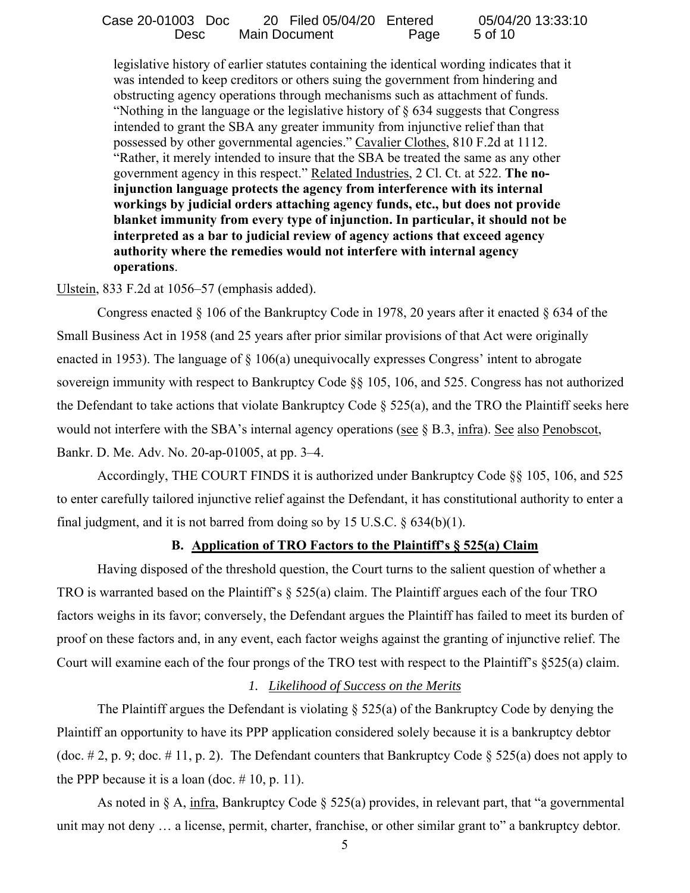> legislative history of earlier statutes containing the identical wording indicates that it was intended to keep creditors or others suing the government from hindering and obstructing agency operations through mechanisms such as attachment of funds. "Nothing in the language or the legislative history of § 634 suggests that Congress intended to grant the SBA any greater immunity from injunctive relief than that possessed by other governmental agencies." Cavalier Clothes, 810 F.2d at 1112. "Rather, it merely intended to insure that the SBA be treated the same as any other government agency in this respect." Related Industries, 2 Cl. Ct. at 522. **The no-injunction language protects the agency from interference with its internal workings by judicial orders attaching agency funds, etc., but does not provide blanket immunity from every type of injunction. In particular, it should not be interpreted as a bar to judicial review of agency actions that exceed agency authority where the remedies would not interfere with internal agency operations**.

Ulstein, 833 F.2d at 1056–57 (emphasis added).

Congress enacted § 106 of the Bankruptcy Code in 1978, 20 years after it enacted § 634 of the Small Business Act in 1958 (and 25 years after prior similar provisions of that Act were originally enacted in 1953). The language of § 106(a) unequivocally expresses Congress' intent to abrogate sovereign immunity with respect to Bankruptcy Code §§ 105, 106, and 525. Congress has not authorized the Defendant to take actions that violate Bankruptcy Code § 525(a), and the TRO the Plaintiff seeks here would not interfere with the SBA's internal agency operations (see § B.3, infra). See also Penobscot, Bankr. D. Me. Adv. No. 20-ap-01005, at pp. 3–4.

Accordingly, THE COURT FINDS it is authorized under Bankruptcy Code §§ 105, 106, and 525 to enter carefully tailored injunctive relief against the Defendant, it has constitutional authority to enter a final judgment, and it is not barred from doing so by 15 U.S.C. § 634(b)(1).

### B. Application of TRO Factors to the Plaintiff's § 525(a) Claim

Having disposed of the threshold question, the Court turns to the salient question of whether a TRO is warranted based on the Plaintiff's § 525(a) claim. The Plaintiff argues each of the four TRO factors weighs in its favor; conversely, the Defendant argues the Plaintiff has failed to meet its burden of proof on these factors and, in any event, each factor weighs against the granting of injunctive relief. The Court will examine each of the four prongs of the TRO test with respect to the Plaintiff's §525(a) claim.

#### *1. Likelihood of Success on the Merits*

The Plaintiff argues the Defendant is violating § 525(a) of the Bankruptcy Code by denying the Plaintiff an opportunity to have its PPP application considered solely because it is a bankruptcy debtor (doc. # 2, p. 9; doc. # 11, p. 2). The Defendant counters that Bankruptcy Code § 525(a) does not apply to the PPP because it is a loan (doc. # 10, p. 11).

As noted in § A, infra, Bankruptcy Code § 525(a) provides, in relevant part, that "a governmental unit may not deny … a license, permit, charter, franchise, or other similar grant to" a bankruptcy debtor.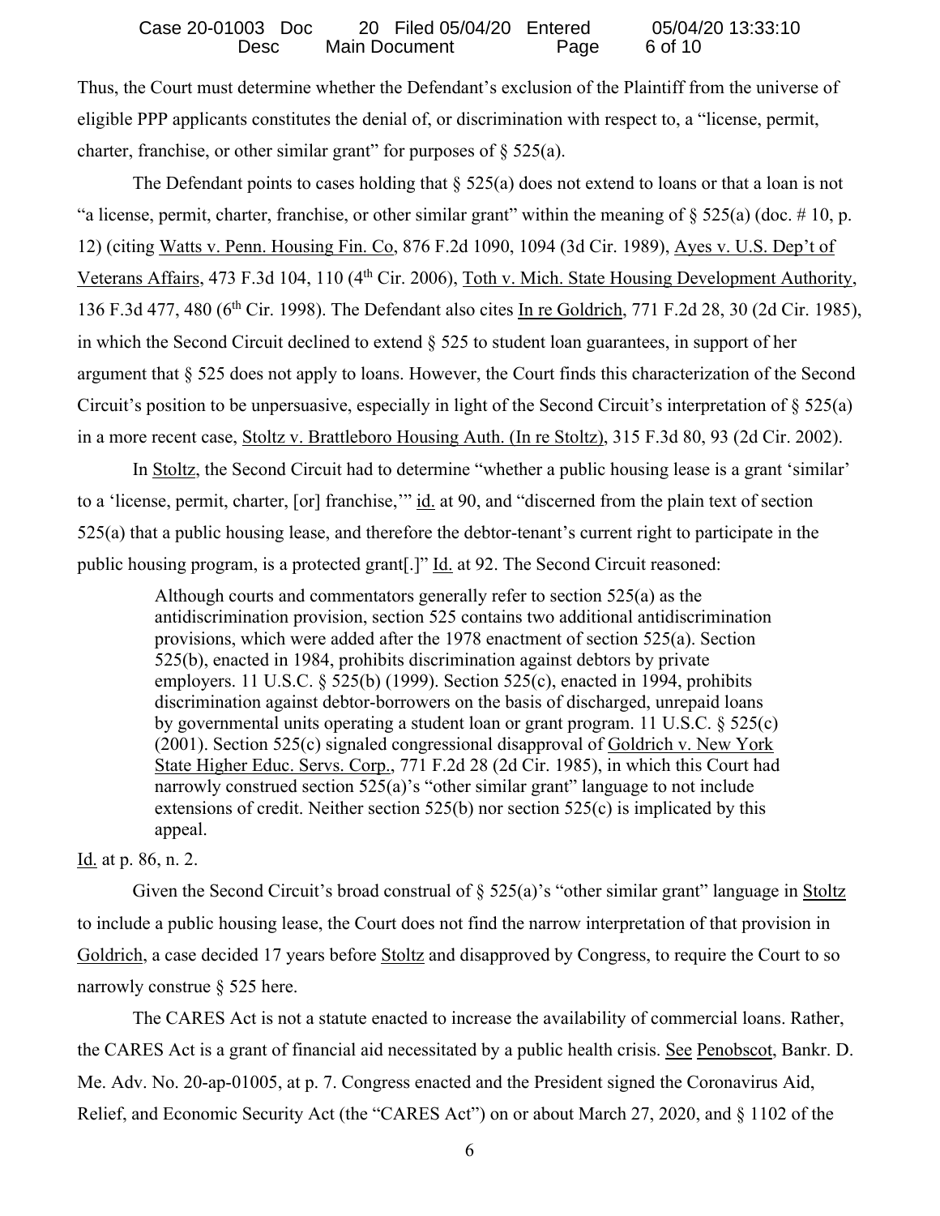Thus, the Court must determine whether the Defendant's exclusion of the Plaintiff from the universe of eligible PPP applicants constitutes the denial of, or discrimination with respect to, a "license, permit, charter, franchise, or other similar grant" for purposes of § 525(a).

The Defendant points to cases holding that § 525(a) does not extend to loans or that a loan is not "a license, permit, charter, franchise, or other similar grant" within the meaning of § 525(a) (doc. # 10, p. 12) (citing Watts v. Penn. Housing Fin. Co, 876 F.2d 1090, 1094 (3d Cir. 1989), Ayes v. U.S. Dep't of Veterans Affairs, 473 F.3d 104, 110 (4th Cir. 2006), Toth v. Mich. State Housing Development Authority, 136 F.3d 477, 480 (6th Cir. 1998). The Defendant also cites In re Goldrich, 771 F.2d 28, 30 (2d Cir. 1985), in which the Second Circuit declined to extend § 525 to student loan guarantees, in support of her argument that § 525 does not apply to loans. However, the Court finds this characterization of the Second Circuit's position to be unpersuasive, especially in light of the Second Circuit's interpretation of § 525(a) in a more recent case, Stoltz v. Brattleboro Housing Auth. (In re Stoltz), 315 F.3d 80, 93 (2d Cir. 2002).

In Stoltz, the Second Circuit had to determine "whether a public housing lease is a grant 'similar' to a 'license, permit, charter, [or] franchise,'" id. at 90, and "discerned from the plain text of section 525(a) that a public housing lease, and therefore the debtor-tenant's current right to participate in the public housing program, is a protected grant[.]" Id. at 92. The Second Circuit reasoned:

> Although courts and commentators generally refer to section 525(a) as the antidiscrimination provision, section 525 contains two additional antidiscrimination provisions, which were added after the 1978 enactment of section 525(a). Section 525(b), enacted in 1984, prohibits discrimination against debtors by private employers. 11 U.S.C. § 525(b) (1999). Section 525(c), enacted in 1994, prohibits discrimination against debtor-borrowers on the basis of discharged, unrepaid loans by governmental units operating a student loan or grant program. 11 U.S.C. § 525(c) (2001). Section 525(c) signaled congressional disapproval of Goldrich v. New York State Higher Educ. Servs. Corp., 771 F.2d 28 (2d Cir. 1985), in which this Court had narrowly construed section 525(a)'s "other similar grant" language to not include extensions of credit. Neither section 525(b) nor section 525(c) is implicated by this appeal.

Id. at p. 86, n. 2.

Given the Second Circuit's broad construal of § 525(a)'s "other similar grant" language in Stoltz to include a public housing lease, the Court does not find the narrow interpretation of that provision in Goldrich, a case decided 17 years before Stoltz and disapproved by Congress, to require the Court to so narrowly construe § 525 here.

The CARES Act is not a statute enacted to increase the availability of commercial loans. Rather, the CARES Act is a grant of financial aid necessitated by a public health crisis. See Penobscot, Bankr. D. Me. Adv. No. 20-ap-01005, at p. 7. Congress enacted and the President signed the Coronavirus Aid, Relief, and Economic Security Act (the "CARES Act") on or about March 27, 2020, and § 1102 of the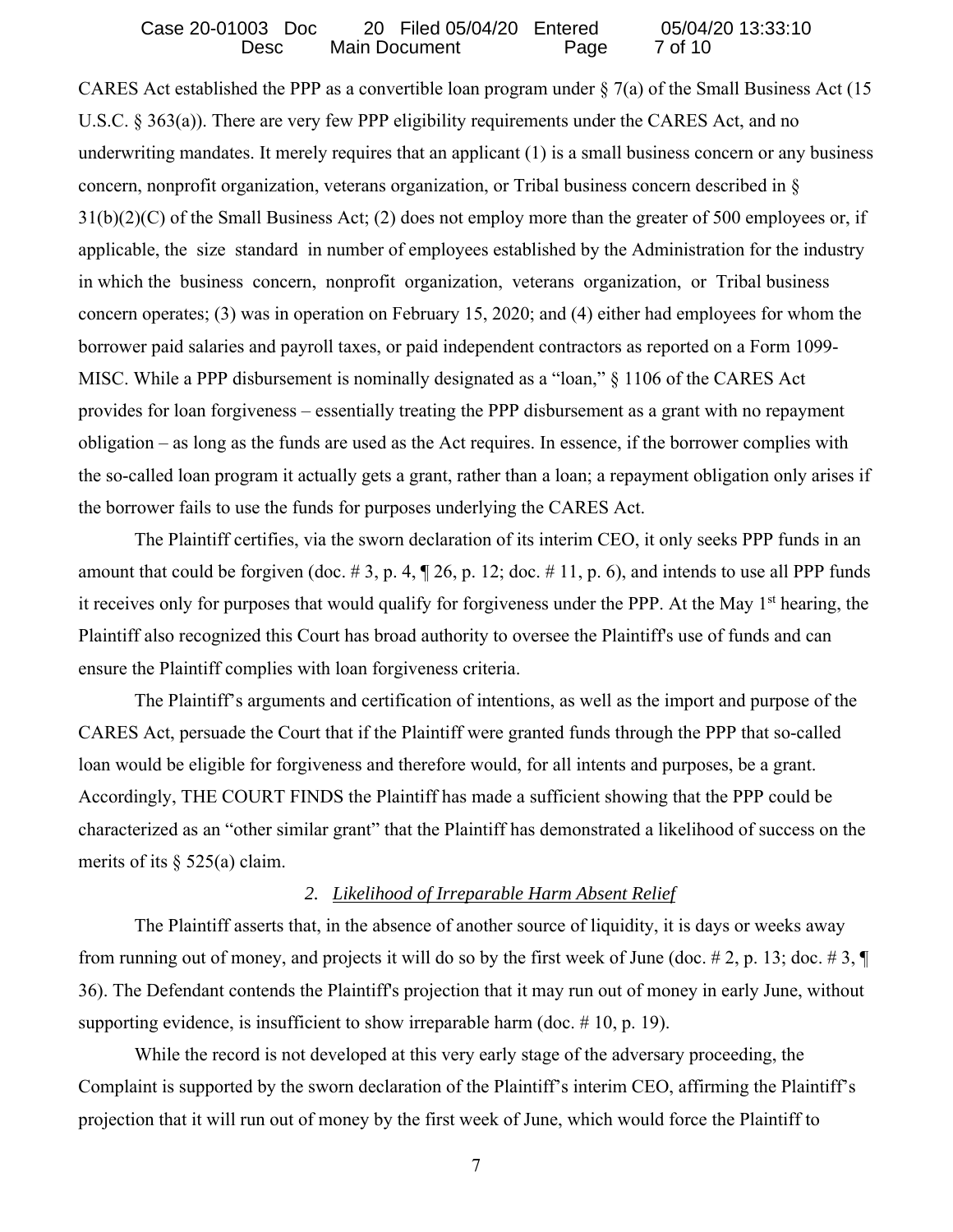CARES Act established the PPP as a convertible loan program under § 7(a) of the Small Business Act (15 U.S.C. § 363(a)). There are very few PPP eligibility requirements under the CARES Act, and no underwriting mandates. It merely requires that an applicant (1) is a small business concern or any business concern, nonprofit organization, veterans organization, or Tribal business concern described in § 31(b)(2)(C) of the Small Business Act; (2) does not employ more than the greater of 500 employees or, if applicable, the size standard in number of employees established by the Administration for the industry in which the business concern, nonprofit organization, veterans organization, or Tribal business concern operates; (3) was in operation on February 15, 2020; and (4) either had employees for whom the borrower paid salaries and payroll taxes, or paid independent contractors as reported on a Form 1099-MISC. While a PPP disbursement is nominally designated as a "loan," § 1106 of the CARES Act provides for loan forgiveness – essentially treating the PPP disbursement as a grant with no repayment obligation – as long as the funds are used as the Act requires. In essence, if the borrower complies with the so-called loan program it actually gets a grant, rather than a loan; a repayment obligation only arises if the borrower fails to use the funds for purposes underlying the CARES Act.

The Plaintiff certifies, via the sworn declaration of its interim CEO, it only seeks PPP funds in an amount that could be forgiven (doc. # 3, p. 4, ¶ 26, p. 12; doc. # 11, p. 6), and intends to use all PPP funds it receives only for purposes that would qualify for forgiveness under the PPP. At the May 1st hearing, the Plaintiff also recognized this Court has broad authority to oversee the Plaintiff's use of funds and can ensure the Plaintiff complies with loan forgiveness criteria.

The Plaintiff's arguments and certification of intentions, as well as the import and purpose of the CARES Act, persuade the Court that if the Plaintiff were granted funds through the PPP that so-called loan would be eligible for forgiveness and therefore would, for all intents and purposes, be a grant. Accordingly, THE COURT FINDS the Plaintiff has made a sufficient showing that the PPP could be characterized as an "other similar grant" that the Plaintiff has demonstrated a likelihood of success on the merits of its § 525(a) claim.

*2. Likelihood of Irreparable Harm Absent Relief*

The Plaintiff asserts that, in the absence of another source of liquidity, it is days or weeks away from running out of money, and projects it will do so by the first week of June (doc. # 2, p. 13; doc. # 3, ¶ 36). The Defendant contends the Plaintiff's projection that it may run out of money in early June, without supporting evidence, is insufficient to show irreparable harm (doc. # 10, p. 19).

While the record is not developed at this very early stage of the adversary proceeding, the Complaint is supported by the sworn declaration of the Plaintiff's interim CEO, affirming the Plaintiff's projection that it will run out of money by the first week of June, which would force the Plaintiff to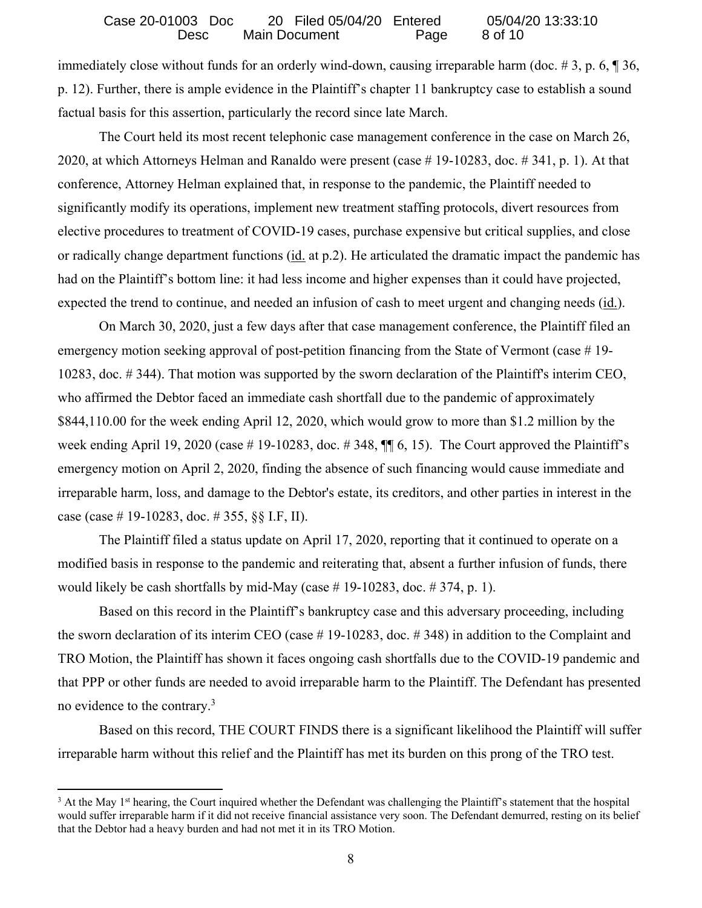immediately close without funds for an orderly wind-down, causing irreparable harm (doc. # 3, p. 6, ¶ 36, p. 12). Further, there is ample evidence in the Plaintiff's chapter 11 bankruptcy case to establish a sound factual basis for this assertion, particularly the record since late March.

The Court held its most recent telephonic case management conference in the case on March 26, 2020, at which Attorneys Helman and Ranaldo were present (case # 19-10283, doc. # 341, p. 1). At that conference, Attorney Helman explained that, in response to the pandemic, the Plaintiff needed to significantly modify its operations, implement new treatment staffing protocols, divert resources from elective procedures to treatment of COVID-19 cases, purchase expensive but critical supplies, and close or radically change department functions (id. at p.2). He articulated the dramatic impact the pandemic has had on the Plaintiff's bottom line: it had less income and higher expenses than it could have projected, expected the trend to continue, and needed an infusion of cash to meet urgent and changing needs (id.).

On March 30, 2020, just a few days after that case management conference, the Plaintiff filed an emergency motion seeking approval of post-petition financing from the State of Vermont (case # 19-10283, doc. # 344). That motion was supported by the sworn declaration of the Plaintiff's interim CEO, who affirmed the Debtor faced an immediate cash shortfall due to the pandemic of approximately $844,110.00 for the week ending April 12, 2020, which would grow to more than $1.2 million by the week ending April 19, 2020 (case # 19-10283, doc. # 348, ¶¶ 6, 15). The Court approved the Plaintiff's emergency motion on April 2, 2020, finding the absence of such financing would cause immediate and irreparable harm, loss, and damage to the Debtor's estate, its creditors, and other parties in interest in the case (case # 19-10283, doc. # 355, §§ I.F, II).

The Plaintiff filed a status update on April 17, 2020, reporting that it continued to operate on a modified basis in response to the pandemic and reiterating that, absent a further infusion of funds, there would likely be cash shortfalls by mid-May (case # 19-10283, doc. # 374, p. 1).

Based on this record in the Plaintiff's bankruptcy case and this adversary proceeding, including the sworn declaration of its interim CEO (case # 19-10283, doc. # 348) in addition to the Complaint and TRO Motion, the Plaintiff has shown it faces ongoing cash shortfalls due to the COVID-19 pandemic and that PPP or other funds are needed to avoid irreparable harm to the Plaintiff. The Defendant has presented no evidence to the contrary.[3]

Based on this record, THE COURT FINDS there is a significant likelihood the Plaintiff will suffer irreparable harm without this relief and the Plaintiff has met its burden on this prong of the TRO test.

---

[3] At the May 1st hearing, the Court inquired whether the Defendant was challenging the Plaintiff's statement that the hospital would suffer irreparable harm if it did not receive financial assistance very soon. The Defendant demurred, resting on its belief that the Debtor had a heavy burden and had not met it in its TRO Motion.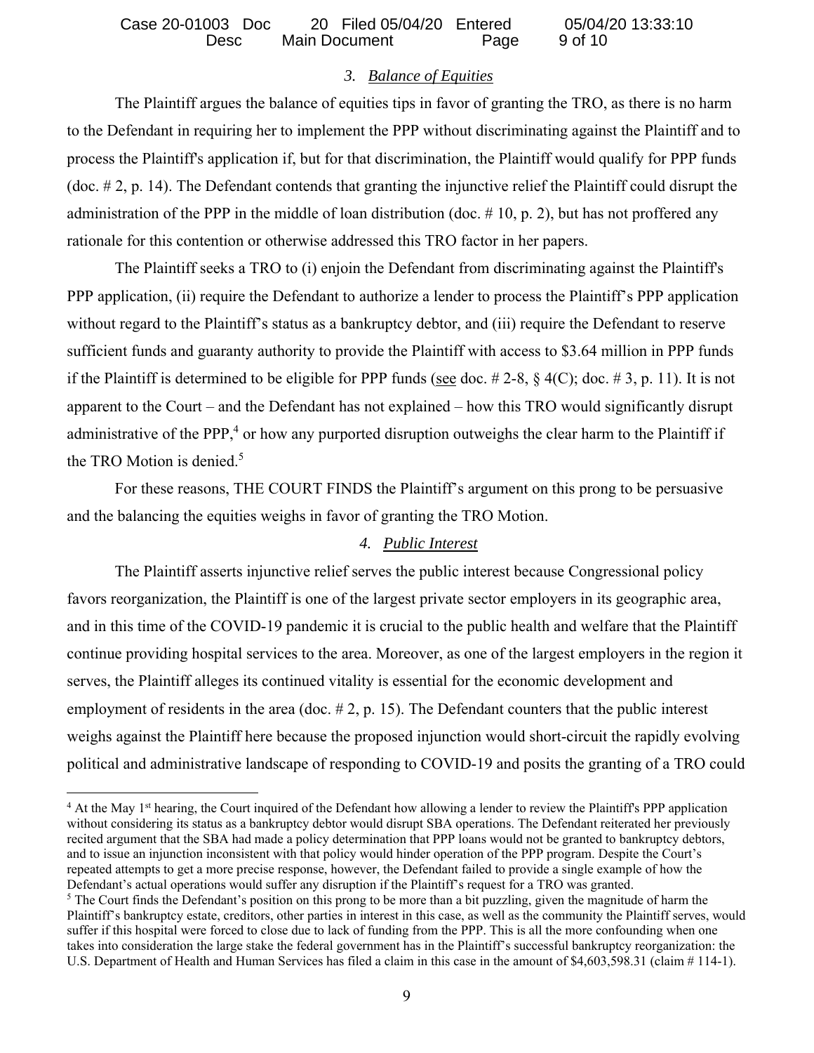### 3. *Balance of Equities*

The Plaintiff argues the balance of equities tips in favor of granting the TRO, as there is no harm to the Defendant in requiring her to implement the PPP without discriminating against the Plaintiff and to process the Plaintiff's application if, but for that discrimination, the Plaintiff would qualify for PPP funds (doc. # 2, p. 14). The Defendant contends that granting the injunctive relief the Plaintiff could disrupt the administration of the PPP in the middle of loan distribution (doc. # 10, p. 2), but has not proffered any rationale for this contention or otherwise addressed this TRO factor in her papers.

The Plaintiff seeks a TRO to (i) enjoin the Defendant from discriminating against the Plaintiff's PPP application, (ii) require the Defendant to authorize a lender to process the Plaintiff's PPP application without regard to the Plaintiff's status as a bankruptcy debtor, and (iii) require the Defendant to reserve sufficient funds and guaranty authority to provide the Plaintiff with access to $3.64 million in PPP funds if the Plaintiff is determined to be eligible for PPP funds (see doc. # 2-8, § 4(C); doc. # 3, p. 11). It is not apparent to the Court – and the Defendant has not explained – how this TRO would significantly disrupt administrative of the PPP,[4] or how any purported disruption outweighs the clear harm to the Plaintiff if the TRO Motion is denied.[5]

For these reasons, THE COURT FINDS the Plaintiff's argument on this prong to be persuasive and the balancing the equities weighs in favor of granting the TRO Motion.

### 4. *Public Interest*

The Plaintiff asserts injunctive relief serves the public interest because Congressional policy favors reorganization, the Plaintiff is one of the largest private sector employers in its geographic area, and in this time of the COVID-19 pandemic it is crucial to the public health and welfare that the Plaintiff continue providing hospital services to the area. Moreover, as one of the largest employers in the region it serves, the Plaintiff alleges its continued vitality is essential for the economic development and employment of residents in the area (doc. # 2, p. 15). The Defendant counters that the public interest weighs against the Plaintiff here because the proposed injunction would short-circuit the rapidly evolving political and administrative landscape of responding to COVID-19 and posits the granting of a TRO could

---

[4] At the May 1st hearing, the Court inquired of the Defendant how allowing a lender to review the Plaintiff's PPP application without considering its status as a bankruptcy debtor would disrupt SBA operations. The Defendant reiterated her previously recited argument that the SBA had made a policy determination that PPP loans would not be granted to bankruptcy debtors, and to issue an injunction inconsistent with that policy would hinder operation of the PPP program. Despite the Court's repeated attempts to get a more precise response, however, the Defendant failed to provide a single example of how the Defendant's actual operations would suffer any disruption if the Plaintiff's request for a TRO was granted.

[5] The Court finds the Defendant's position on this prong to be more than a bit puzzling, given the magnitude of harm the Plaintiff's bankruptcy estate, creditors, other parties in interest in this case, as well as the community the Plaintiff serves, would suffer if this hospital were forced to close due to lack of funding from the PPP. This is all the more confounding when one takes into consideration the large stake the federal government has in the Plaintiff's successful bankruptcy reorganization: the U.S. Department of Health and Human Services has filed a claim in this case in the amount of $4,603,598.31 (claim # 114-1).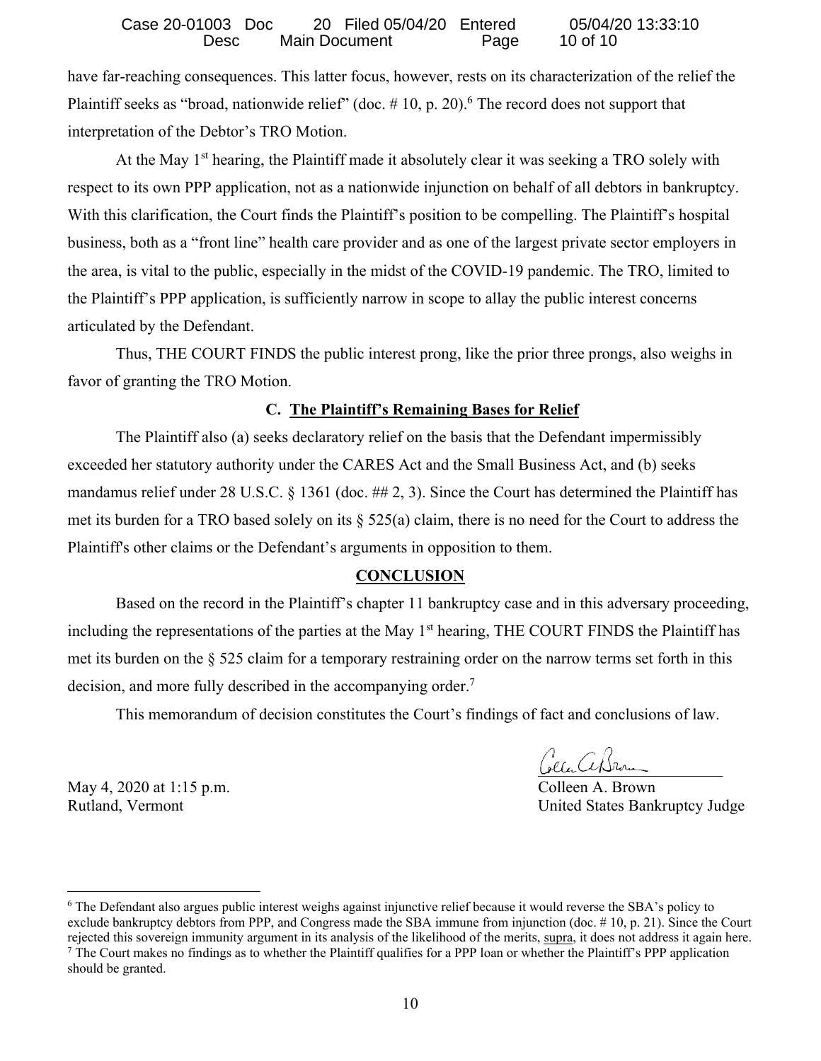have far-reaching consequences. This latter focus, however, rests on its characterization of the relief the Plaintiff seeks as "broad, nationwide relief" (doc. # 10, p. 20).[6] The record does not support that interpretation of the Debtor's TRO Motion.

At the May 1st hearing, the Plaintiff made it absolutely clear it was seeking a TRO solely with respect to its own PPP application, not as a nationwide injunction on behalf of all debtors in bankruptcy. With this clarification, the Court finds the Plaintiff's position to be compelling. The Plaintiff's hospital business, both as a "front line" health care provider and as one of the largest private sector employers in the area, is vital to the public, especially in the midst of the COVID-19 pandemic. The TRO, limited to the Plaintiff's PPP application, is sufficiently narrow in scope to allay the public interest concerns articulated by the Defendant.

Thus, THE COURT FINDS the public interest prong, like the prior three prongs, also weighs in favor of granting the TRO Motion.

### C. The Plaintiff's Remaining Bases for Relief

The Plaintiff also (a) seeks declaratory relief on the basis that the Defendant impermissibly exceeded her statutory authority under the CARES Act and the Small Business Act, and (b) seeks mandamus relief under 28 U.S.C. § 1361 (doc. ## 2, 3). Since the Court has determined the Plaintiff has met its burden for a TRO based solely on its § 525(a) claim, there is no need for the Court to address the Plaintiff's other claims or the Defendant's arguments in opposition to them.

## CONCLUSION

Based on the record in the Plaintiff's chapter 11 bankruptcy case and in this adversary proceeding, including the representations of the parties at the May 1st hearing, THE COURT FINDS the Plaintiff has met its burden on the § 525 claim for a temporary restraining order on the narrow terms set forth in this decision, and more fully described in the accompanying order.[7]

This memorandum of decision constitutes the Court's findings of fact and conclusions of law.

May 4, 2020 at 1:15 p.m.
Rutland, Vermont

Colleen A. Brown
United States Bankruptcy Judge

---

[6] The Defendant also argues public interest weighs against injunctive relief because it would reverse the SBA's policy to exclude bankruptcy debtors from PPP, and Congress made the SBA immune from injunction (doc. # 10, p. 21). Since the Court rejected this sovereign immunity argument in its analysis of the likelihood of the merits, supra, it does not address it again here.

[7] The Court makes no findings as to whether the Plaintiff qualifies for a PPP loan or whether the Plaintiff's PPP application should be granted.